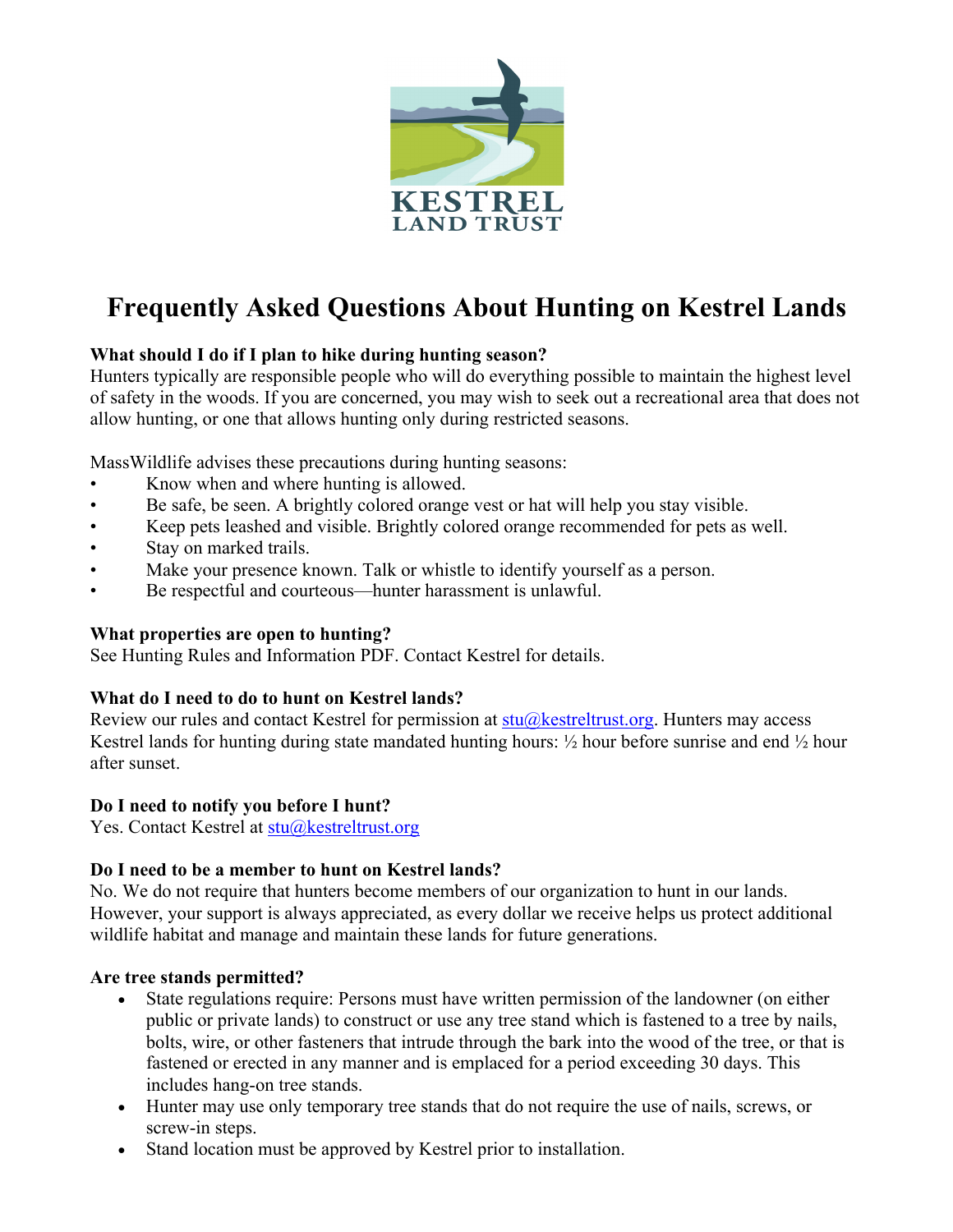KESTREL
LAND TRUST

# Frequently Asked Questions About Hunting on Kestrel Lands

**What should I do if I plan to hike during hunting season?**
Hunters typically are responsible people who will do everything possible to maintain the highest level of safety in the woods. If you are concerned, you may wish to seek out a recreational area that does not allow hunting, or one that allows hunting only during restricted seasons.

MassWildlife advises these precautions during hunting seasons:

- Know when and where hunting is allowed.
- Be safe, be seen. A brightly colored orange vest or hat will help you stay visible.
- Keep pets leashed and visible. Brightly colored orange recommended for pets as well.
- Stay on marked trails.
- Make your presence known. Talk or whistle to identify yourself as a person.
- Be respectful and courteous—hunter harassment is unlawful.

**What properties are open to hunting?**
See Hunting Rules and Information PDF. Contact Kestrel for details.

**What do I need to do to hunt on Kestrel lands?**
Review our rules and contact Kestrel for permission at stu@kestreltrust.org. Hunters may access Kestrel lands for hunting during state mandated hunting hours: ½ hour before sunrise and end ½ hour after sunset.

**Do I need to notify you before I hunt?**
Yes. Contact Kestrel at stu@kestreltrust.org

**Do I need to be a member to hunt on Kestrel lands?**
No. We do not require that hunters become members of our organization to hunt in our lands. However, your support is always appreciated, as every dollar we receive helps us protect additional wildlife habitat and manage and maintain these lands for future generations.

**Are tree stands permitted?**

- State regulations require: Persons must have written permission of the landowner (on either public or private lands) to construct or use any tree stand which is fastened to a tree by nails, bolts, wire, or other fasteners that intrude through the bark into the wood of the tree, or that is fastened or erected in any manner and is emplaced for a period exceeding 30 days. This includes hang-on tree stands.
- Hunter may use only temporary tree stands that do not require the use of nails, screws, or screw-in steps.
- Stand location must be approved by Kestrel prior to installation.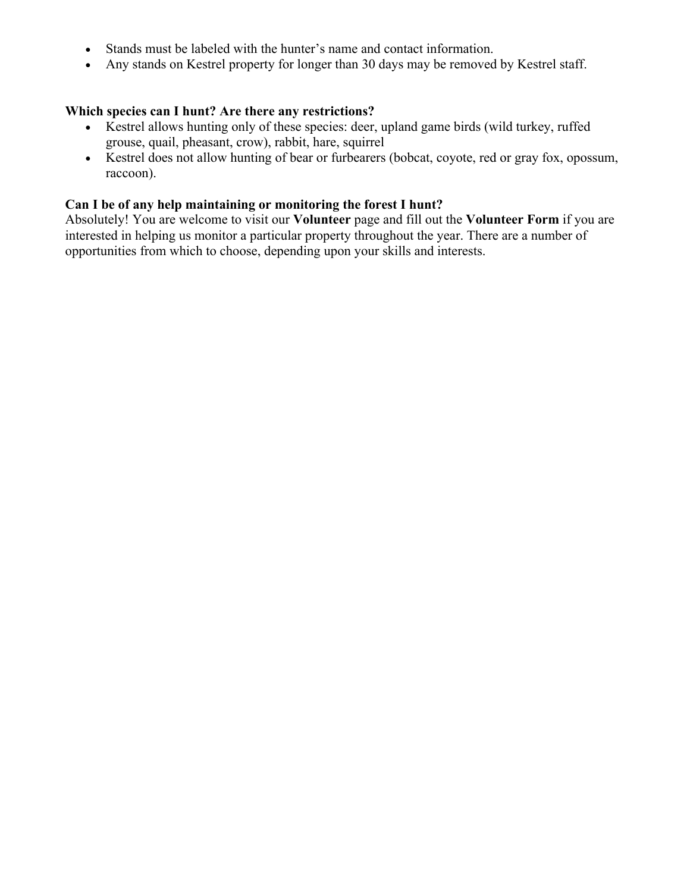- Stands must be labeled with the hunter's name and contact information.
- Any stands on Kestrel property for longer than 30 days may be removed by Kestrel staff.

**Which species can I hunt? Are there any restrictions?**

- Kestrel allows hunting only of these species: deer, upland game birds (wild turkey, ruffed grouse, quail, pheasant, crow), rabbit, hare, squirrel
- Kestrel does not allow hunting of bear or furbearers (bobcat, coyote, red or gray fox, opossum, raccoon).

**Can I be of any help maintaining or monitoring the forest I hunt?**

Absolutely! You are welcome to visit our **Volunteer** page and fill out the **Volunteer Form** if you are interested in helping us monitor a particular property throughout the year. There are a number of opportunities from which to choose, depending upon your skills and interests.